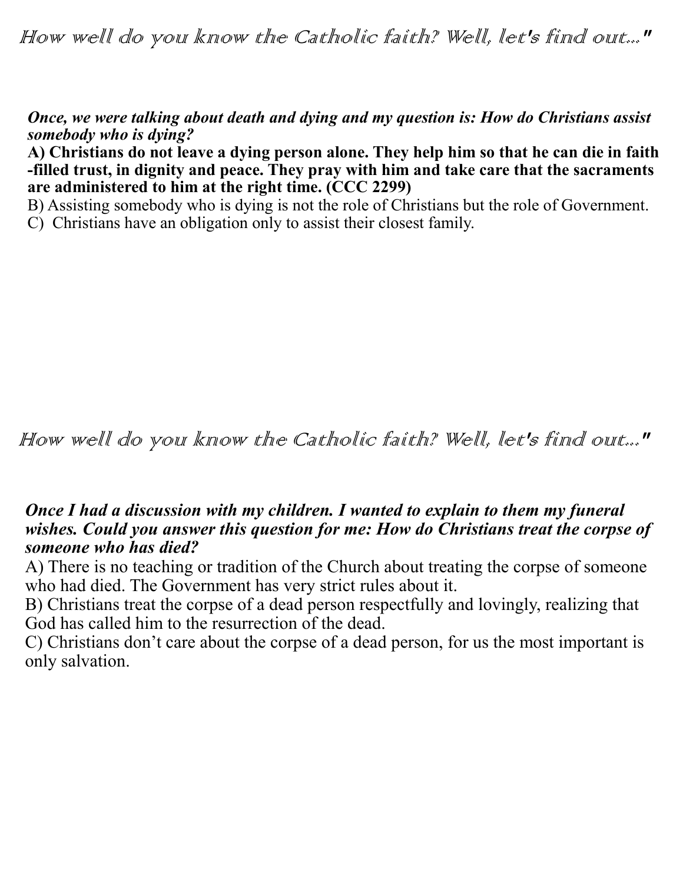How well do you know the Catholic faith? Well, let's find out..."

***Once, we were talking about death and dying and my question is: How do Christians assist somebody who is dying?***

**A) Christians do not leave a dying person alone. They help him so that he can die in faith -filled trust, in dignity and peace. They pray with him and take care that the sacraments are administered to him at the right time. (CCC 2299)**

B) Assisting somebody who is dying is not the role of Christians but the role of Government.

C) Christians have an obligation only to assist their closest family.

How well do you know the Catholic faith? Well, let's find out..."

***Once I had a discussion with my children. I wanted to explain to them my funeral wishes. Could you answer this question for me: How do Christians treat the corpse of someone who has died?***

A) There is no teaching or tradition of the Church about treating the corpse of someone who had died. The Government has very strict rules about it.

B) Christians treat the corpse of a dead person respectfully and lovingly, realizing that God has called him to the resurrection of the dead.

C) Christians don't care about the corpse of a dead person, for us the most important is only salvation.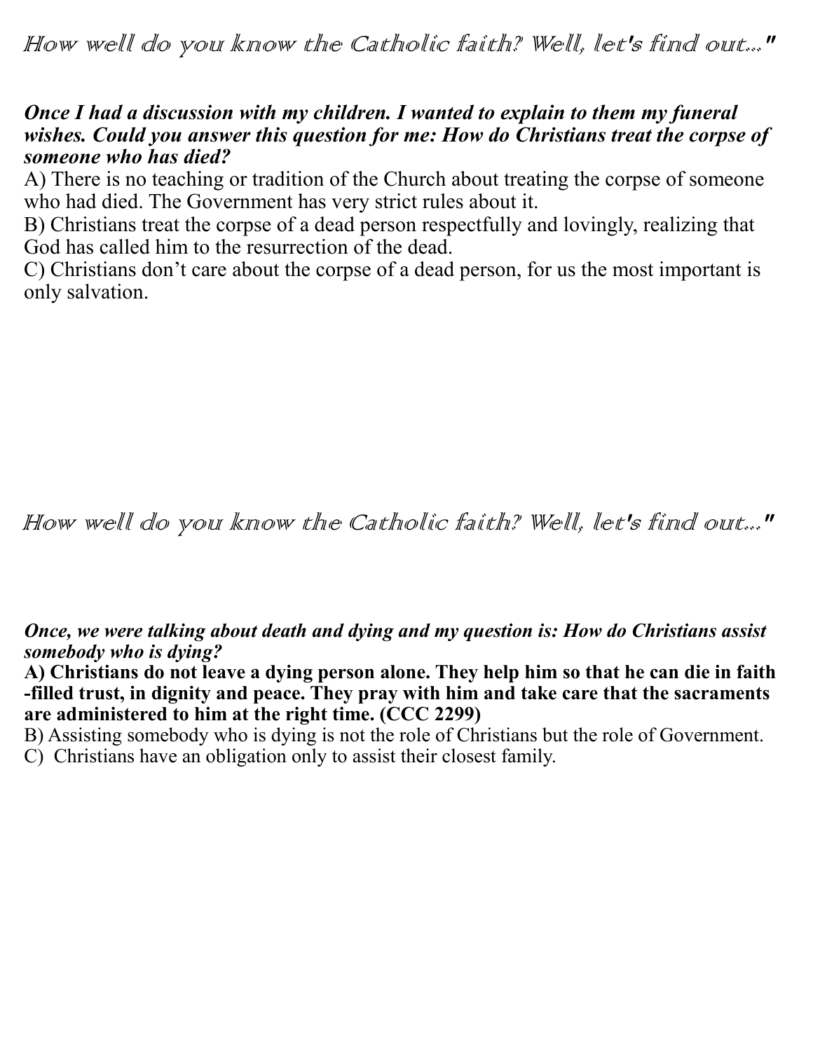*How well do you know the Catholic faith? Well, let's find out..."*

***Once I had a discussion with my children. I wanted to explain to them my funeral wishes. Could you answer this question for me: How do Christians treat the corpse of someone who has died?***

A) There is no teaching or tradition of the Church about treating the corpse of someone who had died. The Government has very strict rules about it.

B) Christians treat the corpse of a dead person respectfully and lovingly, realizing that God has called him to the resurrection of the dead.

C) Christians don't care about the corpse of a dead person, for us the most important is only salvation.

*How well do you know the Catholic faith? Well, let's find out..."*

***Once, we were talking about death and dying and my question is: How do Christians assist somebody who is dying?***

**A) Christians do not leave a dying person alone. They help him so that he can die in faith-filled trust, in dignity and peace. They pray with him and take care that the sacraments are administered to him at the right time. (CCC 2299)**

B) Assisting somebody who is dying is not the role of Christians but the role of Government.

C) Christians have an obligation only to assist their closest family.